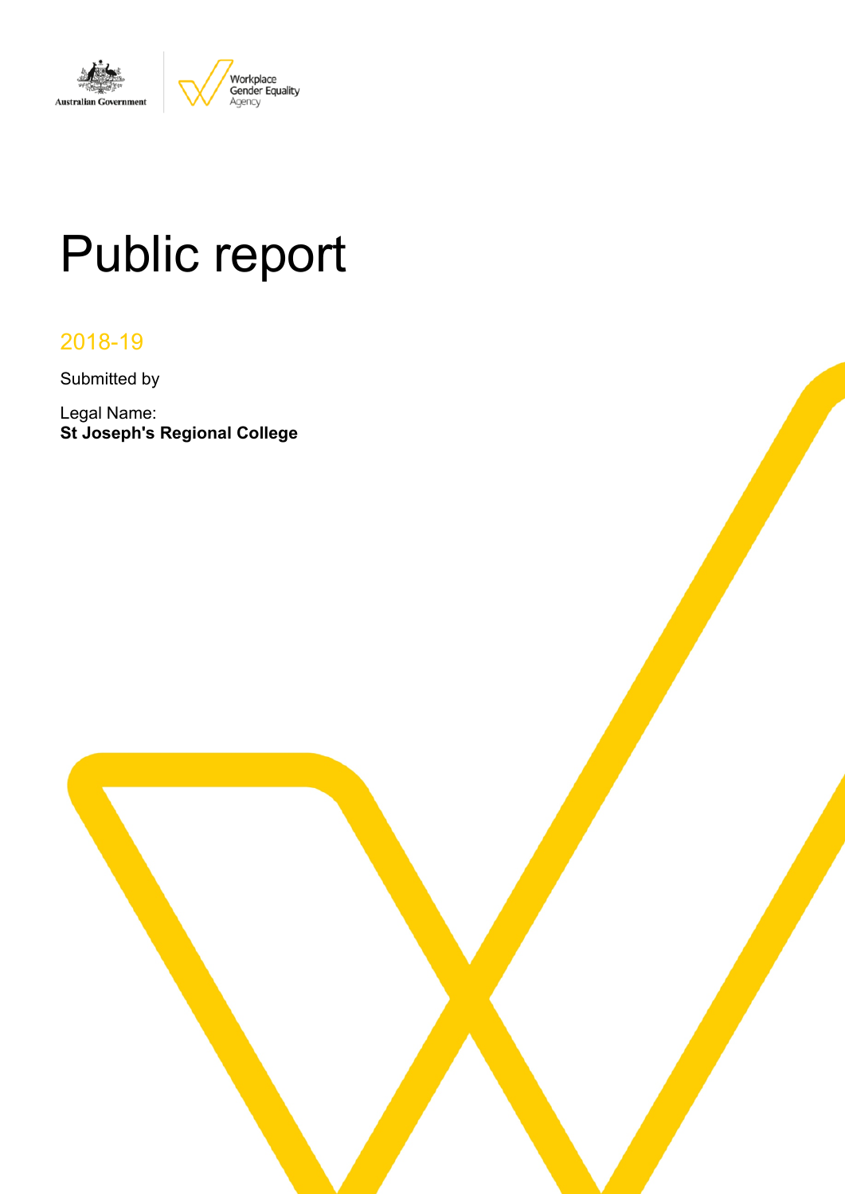# Public report

## 2018-19

Submitted by

Legal Name:
**St Joseph's Regional College**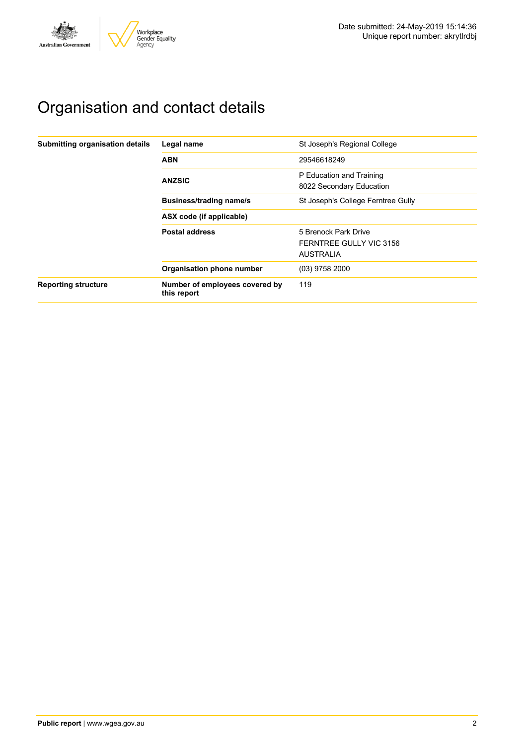Date submitted: 24-May-2019 15:14:36
Unique report number: akrytlrdbj

# Organisation and contact details

| | | |
|---|---|---|
| **Submitting organisation details** | **Legal name** | St Joseph's Regional College |
| | **ABN** | 29546618249 |
| | **ANZSIC** | P Education and Training<br>8022 Secondary Education |
| | **Business/trading name/s** | St Joseph's College Ferntree Gully |
| | **ASX code (if applicable)** | |
| | **Postal address** | 5 Brenock Park Drive<br>FERNTREE GULLY VIC 3156<br>AUSTRALIA |
| | **Organisation phone number** | (03) 9758 2000 |
| **Reporting structure** | **Number of employees covered by this report** | 119 |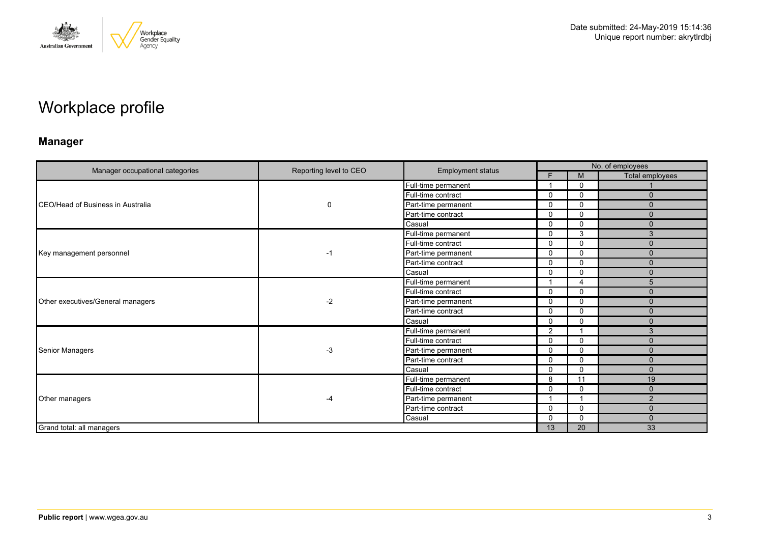Date submitted: 24-May-2019 15:14:36
Unique report number: akrytlrdbj

# Workplace profile

## Manager

| Manager occupational categories | Reporting level to CEO | Employment status | No. of employees | | |
|---|---|---|---|---|---|
| | | | F | M | Total employees |
| CEO/Head of Business in Australia | 0 | Full-time permanent | 1 | 0 | 1 |
| | | Full-time contract | 0 | 0 | 0 |
| | | Part-time permanent | 0 | 0 | 0 |
| | | Part-time contract | 0 | 0 | 0 |
| | | Casual | 0 | 0 | 0 |
| Key management personnel | -1 | Full-time permanent | 0 | 3 | 3 |
| | | Full-time contract | 0 | 0 | 0 |
| | | Part-time permanent | 0 | 0 | 0 |
| | | Part-time contract | 0 | 0 | 0 |
| | | Casual | 0 | 0 | 0 |
| Other executives/General managers | -2 | Full-time permanent | 1 | 4 | 5 |
| | | Full-time contract | 0 | 0 | 0 |
| | | Part-time permanent | 0 | 0 | 0 |
| | | Part-time contract | 0 | 0 | 0 |
| | | Casual | 0 | 0 | 0 |
| Senior Managers | -3 | Full-time permanent | 2 | 1 | 3 |
| | | Full-time contract | 0 | 0 | 0 |
| | | Part-time permanent | 0 | 0 | 0 |
| | | Part-time contract | 0 | 0 | 0 |
| | | Casual | 0 | 0 | 0 |
| Other managers | -4 | Full-time permanent | 8 | 11 | 19 |
| | | Full-time contract | 0 | 0 | 0 |
| | | Part-time permanent | 1 | 1 | 2 |
| | | Part-time contract | 0 | 0 | 0 |
| | | Casual | 0 | 0 | 0 |
| Grand total: all managers | | | 13 | 20 | 33 |

**Public report** | www.wgea.gov.au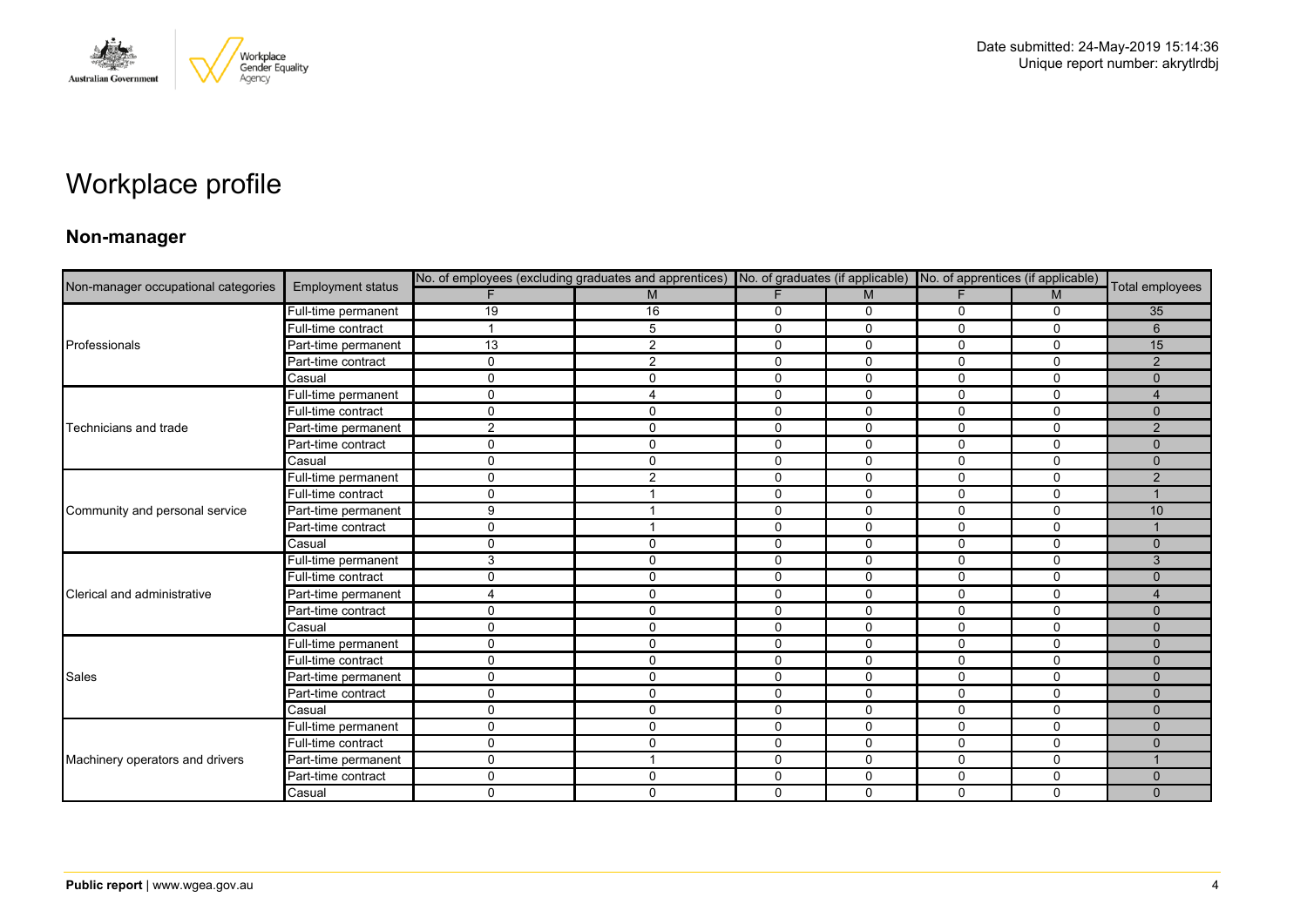# Workplace profile

## Non-manager

| Non-manager occupational categories | Employment status | No. of employees (excluding graduates and apprentices) | | No. of graduates (if applicable) | | No. of apprentices (if applicable) | | Total employees |
|---|---|---|---|---|---|---|---|---|
| | | F | M | F | M | F | M | |
| Professionals | Full-time permanent | 19 | 16 | 0 | 0 | 0 | 0 | 35 |
| | Full-time contract | 1 | 5 | 0 | 0 | 0 | 0 | 6 |
| | Part-time permanent | 13 | 2 | 0 | 0 | 0 | 0 | 15 |
| | Part-time contract | 0 | 2 | 0 | 0 | 0 | 0 | 2 |
| | Casual | 0 | 0 | 0 | 0 | 0 | 0 | 0 |
| Technicians and trade | Full-time permanent | 0 | 4 | 0 | 0 | 0 | 0 | 4 |
| | Full-time contract | 0 | 0 | 0 | 0 | 0 | 0 | 0 |
| | Part-time permanent | 2 | 0 | 0 | 0 | 0 | 0 | 2 |
| | Part-time contract | 0 | 0 | 0 | 0 | 0 | 0 | 0 |
| | Casual | 0 | 0 | 0 | 0 | 0 | 0 | 0 |
| Community and personal service | Full-time permanent | 0 | 2 | 0 | 0 | 0 | 0 | 2 |
| | Full-time contract | 0 | 1 | 0 | 0 | 0 | 0 | 1 |
| | Part-time permanent | 9 | 1 | 0 | 0 | 0 | 0 | 10 |
| | Part-time contract | 0 | 1 | 0 | 0 | 0 | 0 | 1 |
| | Casual | 0 | 0 | 0 | 0 | 0 | 0 | 0 |
| Clerical and administrative | Full-time permanent | 3 | 0 | 0 | 0 | 0 | 0 | 3 |
| | Full-time contract | 0 | 0 | 0 | 0 | 0 | 0 | 0 |
| | Part-time permanent | 4 | 0 | 0 | 0 | 0 | 0 | 4 |
| | Part-time contract | 0 | 0 | 0 | 0 | 0 | 0 | 0 |
| | Casual | 0 | 0 | 0 | 0 | 0 | 0 | 0 |
| Sales | Full-time permanent | 0 | 0 | 0 | 0 | 0 | 0 | 0 |
| | Full-time contract | 0 | 0 | 0 | 0 | 0 | 0 | 0 |
| | Part-time permanent | 0 | 0 | 0 | 0 | 0 | 0 | 0 |
| | Part-time contract | 0 | 0 | 0 | 0 | 0 | 0 | 0 |
| | Casual | 0 | 0 | 0 | 0 | 0 | 0 | 0 |
| Machinery operators and drivers | Full-time permanent | 0 | 0 | 0 | 0 | 0 | 0 | 0 |
| | Full-time contract | 0 | 0 | 0 | 0 | 0 | 0 | 0 |
| | Part-time permanent | 0 | 1 | 0 | 0 | 0 | 0 | 1 |
| | Part-time contract | 0 | 0 | 0 | 0 | 0 | 0 | 0 |
| | Casual | 0 | 0 | 0 | 0 | 0 | 0 | 0 |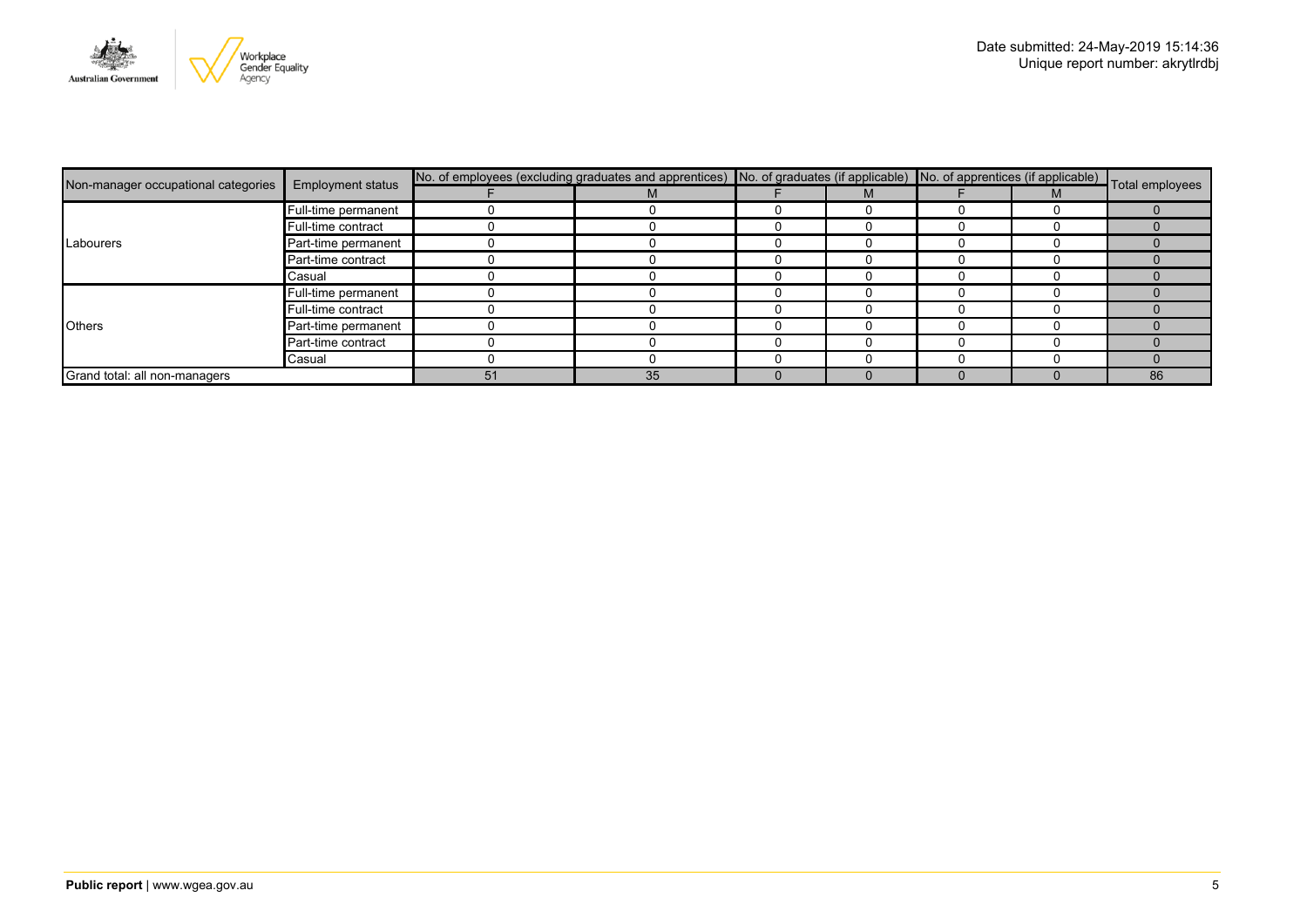| Non-manager occupational categories | Employment status | No. of employees (excluding graduates and apprentices) | | No. of graduates (if applicable) | | No. of apprentices (if applicable) | | Total employees |
|---|---|---|---|---|---|---|---|---|
| | | F | M | F | M | F | M | |
| Labourers | Full-time permanent | 0 | 0 | 0 | 0 | 0 | 0 | 0 |
| | Full-time contract | 0 | 0 | 0 | 0 | 0 | 0 | 0 |
| | Part-time permanent | 0 | 0 | 0 | 0 | 0 | 0 | 0 |
| | Part-time contract | 0 | 0 | 0 | 0 | 0 | 0 | 0 |
| | Casual | 0 | 0 | 0 | 0 | 0 | 0 | 0 |
| Others | Full-time permanent | 0 | 0 | 0 | 0 | 0 | 0 | 0 |
| | Full-time contract | 0 | 0 | 0 | 0 | 0 | 0 | 0 |
| | Part-time permanent | 0 | 0 | 0 | 0 | 0 | 0 | 0 |
| | Part-time contract | 0 | 0 | 0 | 0 | 0 | 0 | 0 |
| | Casual | 0 | 0 | 0 | 0 | 0 | 0 | 0 |
| Grand total: all non-managers | | 51 | 35 | 0 | 0 | 0 | 0 | 86 |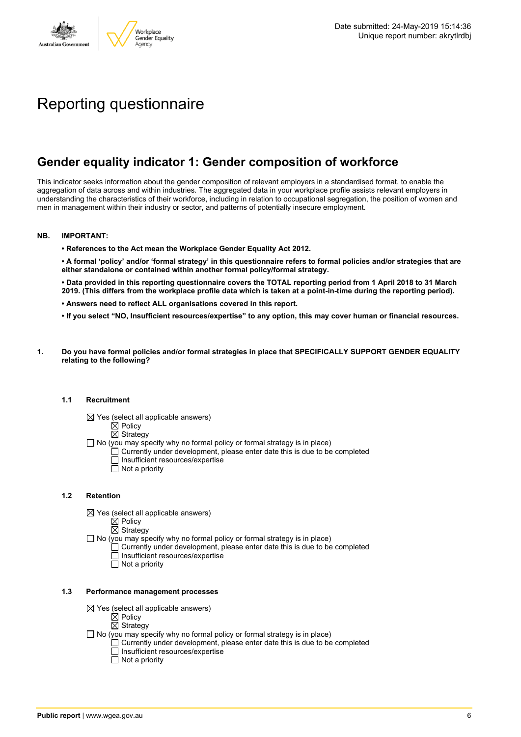Date submitted: 24-May-2019 15:14:36
Unique report number: akrytlrdbj

# Reporting questionnaire

## Gender equality indicator 1: Gender composition of workforce

This indicator seeks information about the gender composition of relevant employers in a standardised format, to enable the aggregation of data across and within industries. The aggregated data in your workplace profile assists relevant employers in understanding the characteristics of their workforce, including in relation to occupational segregation, the position of women and men in management within their industry or sector, and patterns of potentially insecure employment.

**NB. IMPORTANT:**

- **References to the Act mean the Workplace Gender Equality Act 2012.**
- **A formal 'policy' and/or 'formal strategy' in this questionnaire refers to formal policies and/or strategies that are either standalone or contained within another formal policy/formal strategy.**
- **Data provided in this reporting questionnaire covers the TOTAL reporting period from 1 April 2018 to 31 March 2019. (This differs from the workplace profile data which is taken at a point-in-time during the reporting period).**
- **Answers need to reflect ALL organisations covered in this report.**
- **If you select "NO, Insufficient resources/expertise" to any option, this may cover human or financial resources.**

**1. Do you have formal policies and/or formal strategies in place that SPECIFICALLY SUPPORT GENDER EQUALITY relating to the following?**

**1.1 Recruitment**

- ☒ Yes (select all applicable answers)
  - ☒ Policy
  - ☒ Strategy
- ☐ No (you may specify why no formal policy or formal strategy is in place)
  - ☐ Currently under development, please enter date this is due to be completed
  - ☐ Insufficient resources/expertise
  - ☐ Not a priority

**1.2 Retention**

- ☒ Yes (select all applicable answers)
  - ☒ Policy
  - ☒ Strategy
- ☐ No (you may specify why no formal policy or formal strategy is in place)
  - ☐ Currently under development, please enter date this is due to be completed
  - ☐ Insufficient resources/expertise
  - ☐ Not a priority

**1.3 Performance management processes**

- ☒ Yes (select all applicable answers)
  - ☒ Policy
  - ☒ Strategy
- ☐ No (you may specify why no formal policy or formal strategy is in place)
  - ☐ Currently under development, please enter date this is due to be completed
  - ☐ Insufficient resources/expertise
  - ☐ Not a priority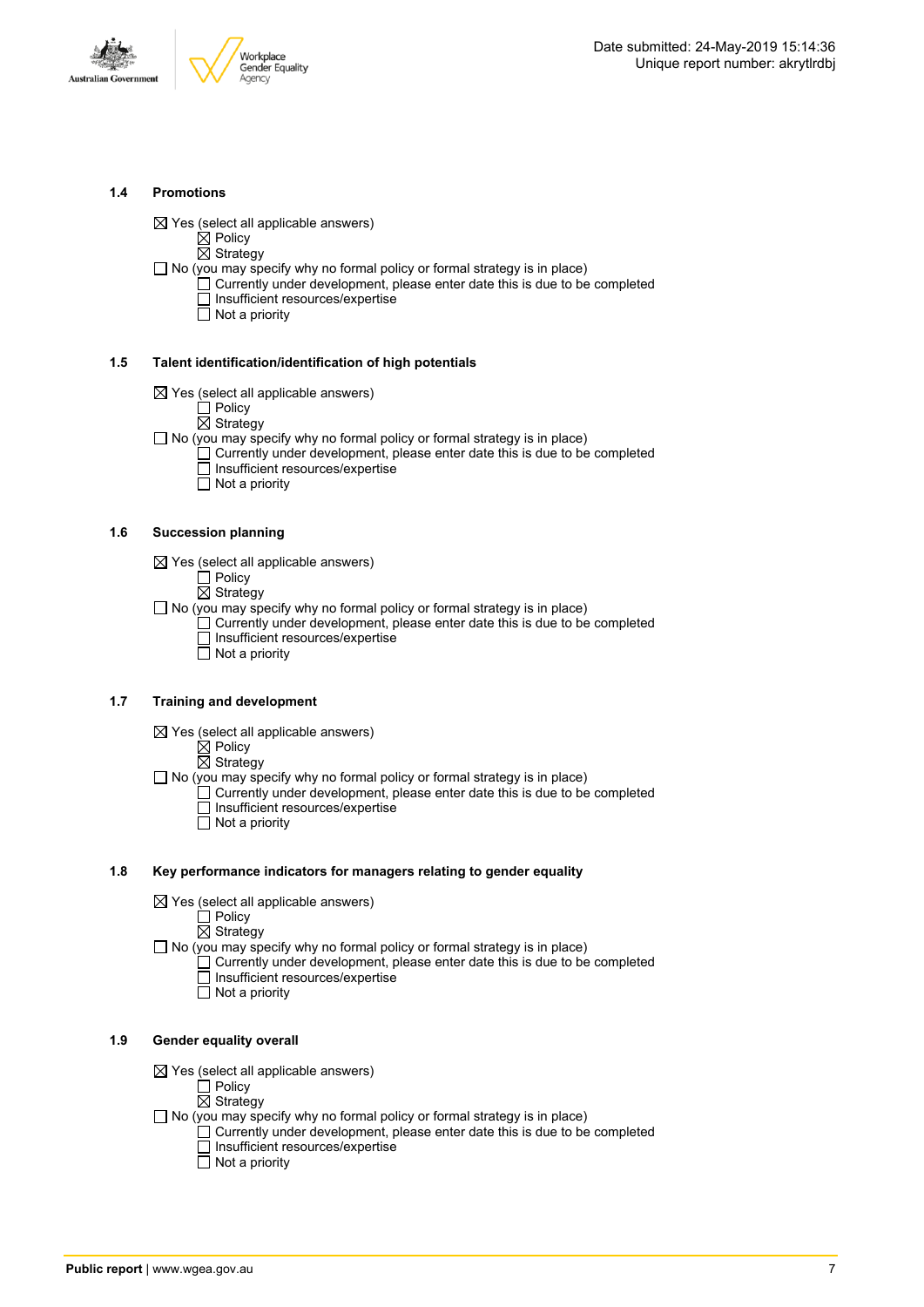### 1.4 Promotions

☒ Yes (select all applicable answers)
- ☒ Policy
- ☒ Strategy

☐ No (you may specify why no formal policy or formal strategy is in place)
- ☐ Currently under development, please enter date this is due to be completed
- ☐ Insufficient resources/expertise
- ☐ Not a priority

### 1.5 Talent identification/identification of high potentials

☒ Yes (select all applicable answers)
- ☐ Policy
- ☒ Strategy

☐ No (you may specify why no formal policy or formal strategy is in place)
- ☐ Currently under development, please enter date this is due to be completed
- ☐ Insufficient resources/expertise
- ☐ Not a priority

### 1.6 Succession planning

☒ Yes (select all applicable answers)
- ☐ Policy
- ☒ Strategy

☐ No (you may specify why no formal policy or formal strategy is in place)
- ☐ Currently under development, please enter date this is due to be completed
- ☐ Insufficient resources/expertise
- ☐ Not a priority

### 1.7 Training and development

☒ Yes (select all applicable answers)
- ☒ Policy
- ☒ Strategy

☐ No (you may specify why no formal policy or formal strategy is in place)
- ☐ Currently under development, please enter date this is due to be completed
- ☐ Insufficient resources/expertise
- ☐ Not a priority

### 1.8 Key performance indicators for managers relating to gender equality

☒ Yes (select all applicable answers)
- ☐ Policy
- ☒ Strategy

☐ No (you may specify why no formal policy or formal strategy is in place)
- ☐ Currently under development, please enter date this is due to be completed
- ☐ Insufficient resources/expertise
- ☐ Not a priority

### 1.9 Gender equality overall

☒ Yes (select all applicable answers)
- ☐ Policy
- ☒ Strategy

☐ No (you may specify why no formal policy or formal strategy is in place)
- ☐ Currently under development, please enter date this is due to be completed
- ☐ Insufficient resources/expertise
- ☐ Not a priority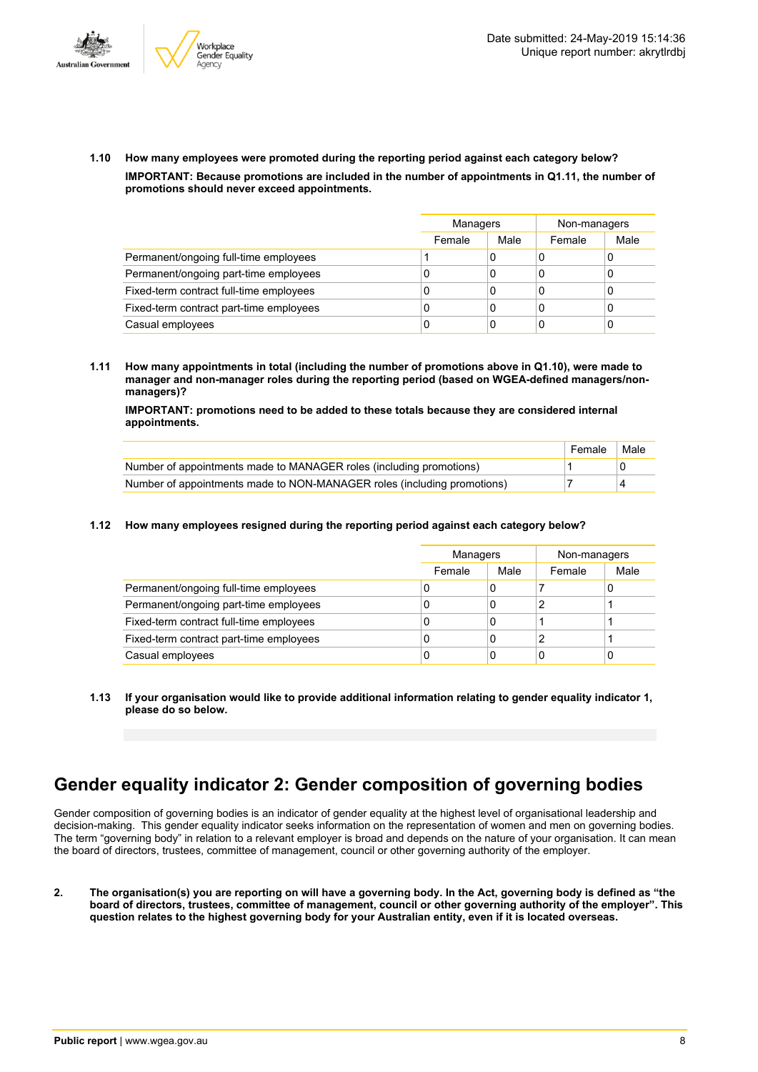**1.10 How many employees were promoted during the reporting period against each category below?**

**IMPORTANT: Because promotions are included in the number of appointments in Q1.11, the number of promotions should never exceed appointments.**

| | Managers | | Non-managers | |
|---|---|---|---|---|
| | Female | Male | Female | Male |
| Permanent/ongoing full-time employees | 1 | 0 | 0 | 0 |
| Permanent/ongoing part-time employees | 0 | 0 | 0 | 0 |
| Fixed-term contract full-time employees | 0 | 0 | 0 | 0 |
| Fixed-term contract part-time employees | 0 | 0 | 0 | 0 |
| Casual employees | 0 | 0 | 0 | 0 |

**1.11 How many appointments in total (including the number of promotions above in Q1.10), were made to manager and non-manager roles during the reporting period (based on WGEA-defined managers/non-managers)?**

**IMPORTANT: promotions need to be added to these totals because they are considered internal appointments.**

| | Female | Male |
|---|---|---|
| Number of appointments made to MANAGER roles (including promotions) | 1 | 0 |
| Number of appointments made to NON-MANAGER roles (including promotions) | 7 | 4 |

**1.12 How many employees resigned during the reporting period against each category below?**

| | Managers | | Non-managers | |
|---|---|---|---|---|
| | Female | Male | Female | Male |
| Permanent/ongoing full-time employees | 0 | 0 | 7 | 0 |
| Permanent/ongoing part-time employees | 0 | 0 | 2 | 1 |
| Fixed-term contract full-time employees | 0 | 0 | 1 | 1 |
| Fixed-term contract part-time employees | 0 | 0 | 2 | 1 |
| Casual employees | 0 | 0 | 0 | 0 |

**1.13 If your organisation would like to provide additional information relating to gender equality indicator 1, please do so below.**

# Gender equality indicator 2: Gender composition of governing bodies

Gender composition of governing bodies is an indicator of gender equality at the highest level of organisational leadership and decision-making. This gender equality indicator seeks information on the representation of women and men on governing bodies. The term "governing body" in relation to a relevant employer is broad and depends on the nature of your organisation. It can mean the board of directors, trustees, committee of management, council or other governing authority of the employer.

**2. The organisation(s) you are reporting on will have a governing body. In the Act, governing body is defined as "the board of directors, trustees, committee of management, council or other governing authority of the employer". This question relates to the highest governing body for your Australian entity, even if it is located overseas.**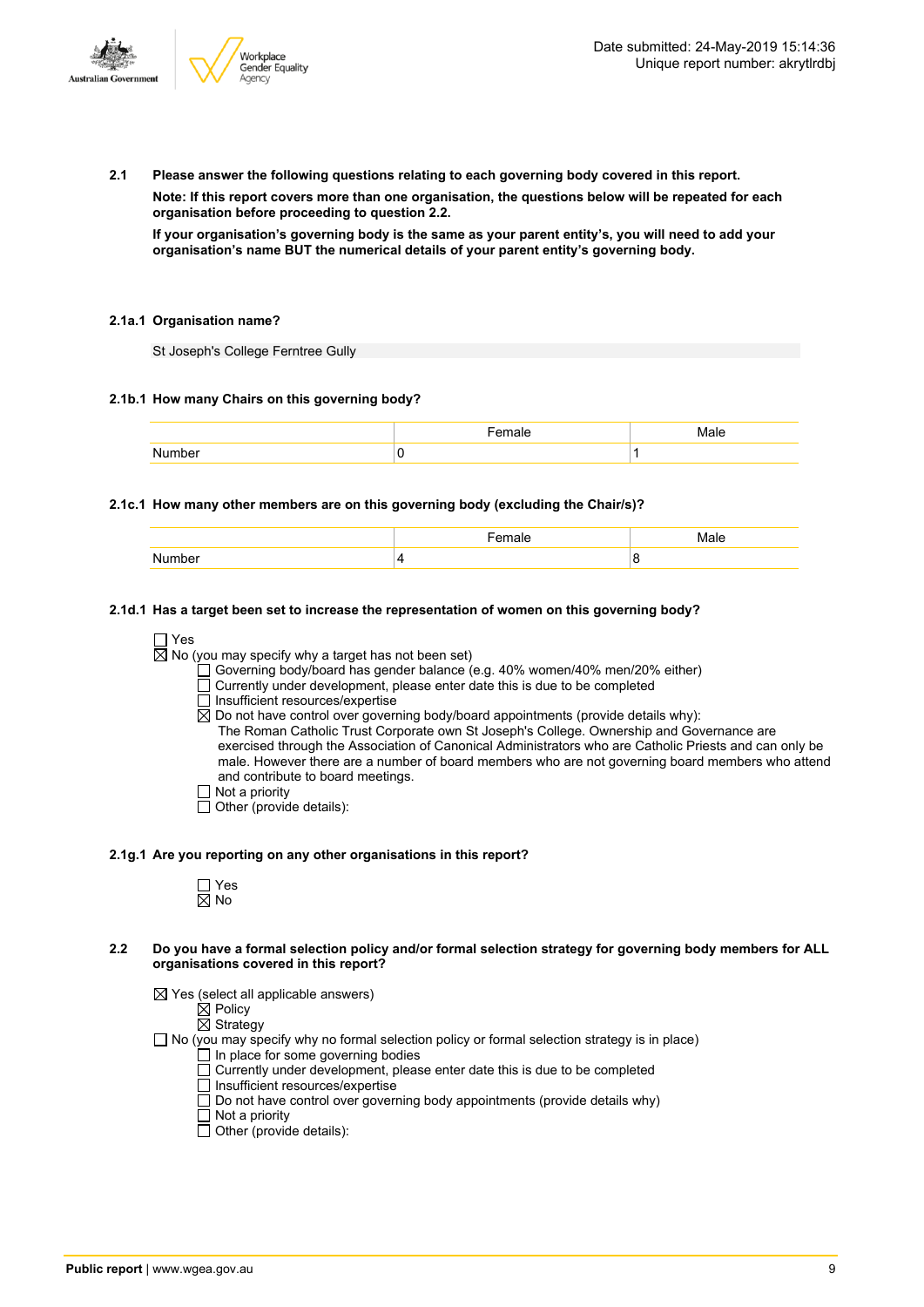**2.1 Please answer the following questions relating to each governing body covered in this report.**

**Note: If this report covers more than one organisation, the questions below will be repeated for each organisation before proceeding to question 2.2.**

**If your organisation's governing body is the same as your parent entity's, you will need to add your organisation's name BUT the numerical details of your parent entity's governing body.**

**2.1a.1 Organisation name?**

St Joseph's College Ferntree Gully

**2.1b.1 How many Chairs on this governing body?**

| | Female | Male |
|---|---|---|
| Number | 0 | 1 |

**2.1c.1 How many other members are on this governing body (excluding the Chair/s)?**

| | Female | Male |
|---|---|---|
| Number | 4 | 8 |

**2.1d.1 Has a target been set to increase the representation of women on this governing body?**

☐ Yes
☒ No (you may specify why a target has not been set)
- ☐ Governing body/board has gender balance (e.g. 40% women/40% men/20% either)
- ☐ Currently under development, please enter date this is due to be completed
- ☐ Insufficient resources/expertise
- ☒ Do not have control over governing body/board appointments (provide details why):
  The Roman Catholic Trust Corporate own St Joseph's College. Ownership and Governance are exercised through the Association of Canonical Administrators who are Catholic Priests and can only be male. However there are a number of board members who are not governing board members who attend and contribute to board meetings.
- ☐ Not a priority
- ☐ Other (provide details):

**2.1g.1 Are you reporting on any other organisations in this report?**

☐ Yes
☒ No

**2.2 Do you have a formal selection policy and/or formal selection strategy for governing body members for ALL organisations covered in this report?**

☒ Yes (select all applicable answers)
- ☒ Policy
- ☒ Strategy

☐ No (you may specify why no formal selection policy or formal selection strategy is in place)
- ☐ In place for some governing bodies
- ☐ Currently under development, please enter date this is due to be completed
- ☐ Insufficient resources/expertise
- ☐ Do not have control over governing body appointments (provide details why)
- ☐ Not a priority
- ☐ Other (provide details):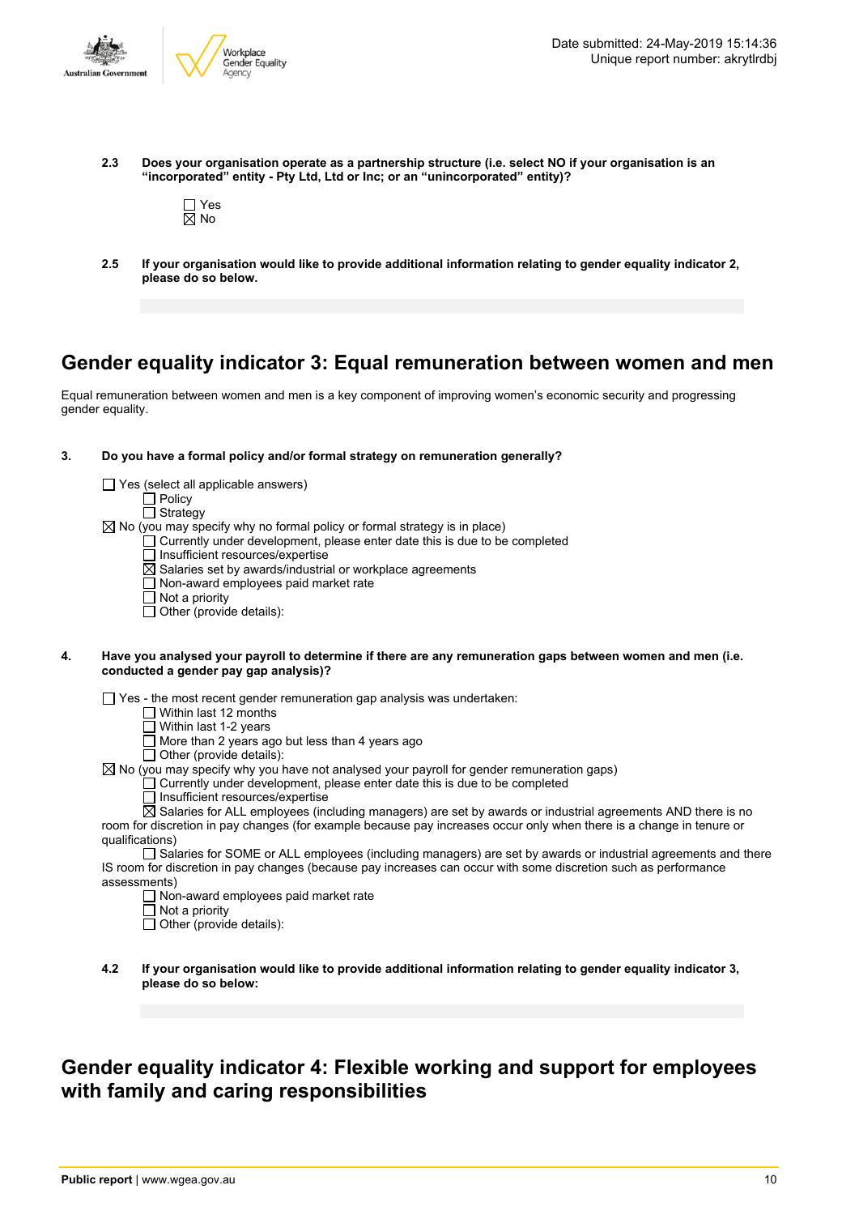**2.3 Does your organisation operate as a partnership structure (i.e. select NO if your organisation is an "incorporated" entity - Pty Ltd, Ltd or Inc; or an "unincorporated" entity)?**

- ☐ Yes
- ☒ No

**2.5 If your organisation would like to provide additional information relating to gender equality indicator 2, please do so below.**

## Gender equality indicator 3: Equal remuneration between women and men

Equal remuneration between women and men is a key component of improving women's economic security and progressing gender equality.

**3. Do you have a formal policy and/or formal strategy on remuneration generally?**

- ☐ Yes (select all applicable answers)
  - ☐ Policy
  - ☐ Strategy
- ☒ No (you may specify why no formal policy or formal strategy is in place)
  - ☐ Currently under development, please enter date this is due to be completed
  - ☐ Insufficient resources/expertise
  - ☒ Salaries set by awards/industrial or workplace agreements
  - ☐ Non-award employees paid market rate
  - ☐ Not a priority
  - ☐ Other (provide details):

**4. Have you analysed your payroll to determine if there are any remuneration gaps between women and men (i.e. conducted a gender pay gap analysis)?**

- ☐ Yes - the most recent gender remuneration gap analysis was undertaken:
  - ☐ Within last 12 months
  - ☐ Within last 1-2 years
  - ☐ More than 2 years ago but less than 4 years ago
  - ☐ Other (provide details):
- ☒ No (you may specify why you have not analysed your payroll for gender remuneration gaps)
  - ☐ Currently under development, please enter date this is due to be completed
  - ☐ Insufficient resources/expertise
  - ☒ Salaries for ALL employees (including managers) are set by awards or industrial agreements AND there is no room for discretion in pay changes (for example because pay increases occur only when there is a change in tenure or qualifications)
  - ☐ Salaries for SOME or ALL employees (including managers) are set by awards or industrial agreements and there IS room for discretion in pay changes (because pay increases can occur with some discretion such as performance assessments)
  - ☐ Non-award employees paid market rate
  - ☐ Not a priority
  - ☐ Other (provide details):

**4.2 If your organisation would like to provide additional information relating to gender equality indicator 3, please do so below:**

## Gender equality indicator 4: Flexible working and support for employees with family and caring responsibilities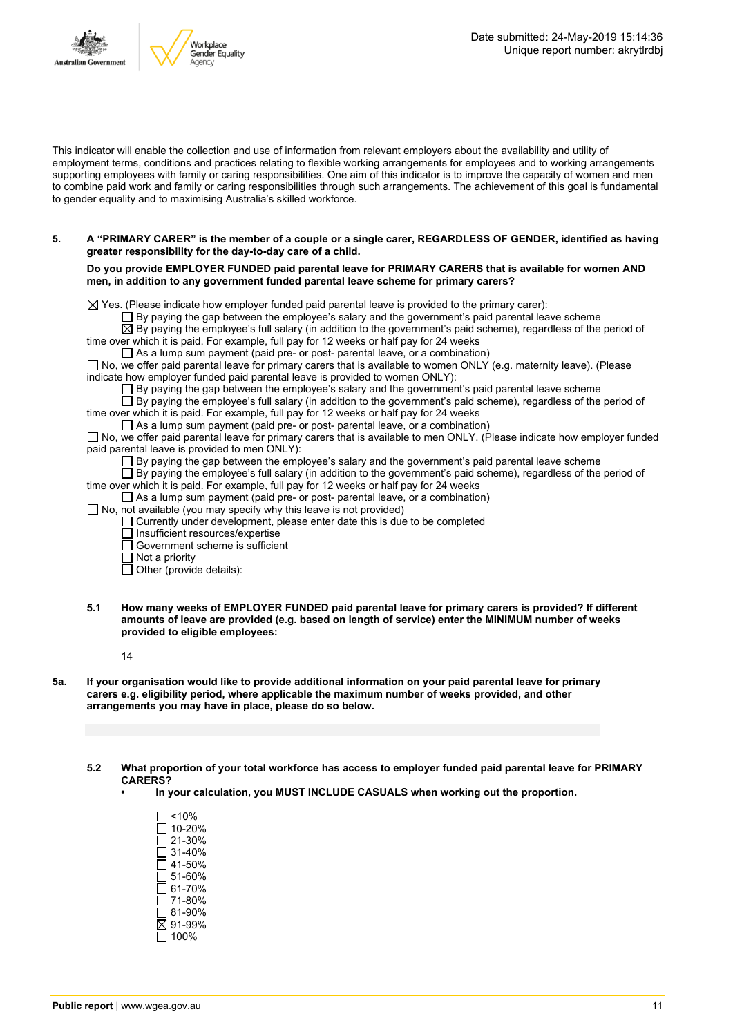This indicator will enable the collection and use of information from relevant employers about the availability and utility of employment terms, conditions and practices relating to flexible working arrangements for employees and to working arrangements supporting employees with family or caring responsibilities. One aim of this indicator is to improve the capacity of women and men to combine paid work and family or caring responsibilities through such arrangements. The achievement of this goal is fundamental to gender equality and to maximising Australia's skilled workforce.

**5. A "PRIMARY CARER" is the member of a couple or a single carer, REGARDLESS OF GENDER, identified as having greater responsibility for the day-to-day care of a child.**

**Do you provide EMPLOYER FUNDED paid parental leave for PRIMARY CARERS that is available for women AND men, in addition to any government funded parental leave scheme for primary carers?**

- ☒ Yes. (Please indicate how employer funded paid parental leave is provided to the primary carer):
  - ☐ By paying the gap between the employee's salary and the government's paid parental leave scheme
  - ☒ By paying the employee's full salary (in addition to the government's paid scheme), regardless of the period of time over which it is paid. For example, full pay for 12 weeks or half pay for 24 weeks
  - ☐ As a lump sum payment (paid pre- or post- parental leave, or a combination)
- ☐ No, we offer paid parental leave for primary carers that is available to women ONLY (e.g. maternity leave). (Please indicate how employer funded paid parental leave is provided to women ONLY):
  - ☐ By paying the gap between the employee's salary and the government's paid parental leave scheme
  - ☐ By paying the employee's full salary (in addition to the government's paid scheme), regardless of the period of time over which it is paid. For example, full pay for 12 weeks or half pay for 24 weeks
  - ☐ As a lump sum payment (paid pre- or post- parental leave, or a combination)
- ☐ No, we offer paid parental leave for primary carers that is available to men ONLY. (Please indicate how employer funded paid parental leave is provided to men ONLY):
  - ☐ By paying the gap between the employee's salary and the government's paid parental leave scheme
  - ☐ By paying the employee's full salary (in addition to the government's paid scheme), regardless of the period of time over which it is paid. For example, full pay for 12 weeks or half pay for 24 weeks
  - ☐ As a lump sum payment (paid pre- or post- parental leave, or a combination)
- ☐ No, not available (you may specify why this leave is not provided)
  - ☐ Currently under development, please enter date this is due to be completed
  - ☐ Insufficient resources/expertise
  - ☐ Government scheme is sufficient
  - ☐ Not a priority
  - ☐ Other (provide details):

**5.1 How many weeks of EMPLOYER FUNDED paid parental leave for primary carers is provided? If different amounts of leave are provided (e.g. based on length of service) enter the MINIMUM number of weeks provided to eligible employees:**

14

**5a. If your organisation would like to provide additional information on your paid parental leave for primary carers e.g. eligibility period, where applicable the maximum number of weeks provided, and other arrangements you may have in place, please do so below.**

**5.2 What proportion of your total workforce has access to employer funded paid parental leave for PRIMARY CARERS?**

- **In your calculation, you MUST INCLUDE CASUALS when working out the proportion.**

- ☐ <10%
- ☐ 10-20%
- ☐ 21-30%
- ☐ 31-40%
- ☐ 41-50%
- ☐ 51-60%
- ☐ 61-70%
- ☐ 71-80%
- ☐ 81-90%
- ☒ 91-99%
- ☐ 100%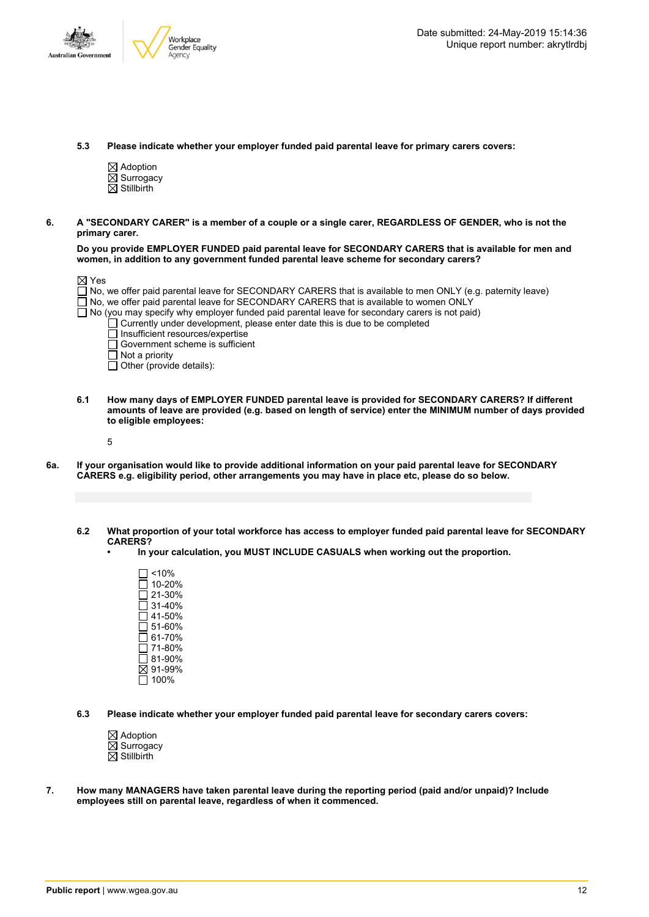**5.3 Please indicate whether your employer funded paid parental leave for primary carers covers:**

☒ Adoption
☒ Surrogacy
☒ Stillbirth

**6. A "SECONDARY CARER" is a member of a couple or a single carer, REGARDLESS OF GENDER, who is not the primary carer.**

**Do you provide EMPLOYER FUNDED paid parental leave for SECONDARY CARERS that is available for men and women, in addition to any government funded parental leave scheme for secondary carers?**

☒ Yes
☐ No, we offer paid parental leave for SECONDARY CARERS that is available to men ONLY (e.g. paternity leave)
☐ No, we offer paid parental leave for SECONDARY CARERS that is available to women ONLY
☐ No (you may specify why employer funded paid parental leave for secondary carers is not paid)
- ☐ Currently under development, please enter date this is due to be completed
- ☐ Insufficient resources/expertise
- ☐ Government scheme is sufficient
- ☐ Not a priority
- ☐ Other (provide details):

**6.1 How many days of EMPLOYER FUNDED parental leave is provided for SECONDARY CARERS? If different amounts of leave are provided (e.g. based on length of service) enter the MINIMUM number of days provided to eligible employees:**

5

**6a. If your organisation would like to provide additional information on your paid parental leave for SECONDARY CARERS e.g. eligibility period, other arrangements you may have in place etc, please do so below.**

**6.2 What proportion of your total workforce has access to employer funded paid parental leave for SECONDARY CARERS?**
- **In your calculation, you MUST INCLUDE CASUALS when working out the proportion.**

☐ <10%
☐ 10-20%
☐ 21-30%
☐ 31-40%
☐ 41-50%
☐ 51-60%
☐ 61-70%
☐ 71-80%
☐ 81-90%
☒ 91-99%
☐ 100%

**6.3 Please indicate whether your employer funded paid parental leave for secondary carers covers:**

☒ Adoption
☒ Surrogacy
☒ Stillbirth

**7. How many MANAGERS have taken parental leave during the reporting period (paid and/or unpaid)? Include employees still on parental leave, regardless of when it commenced.**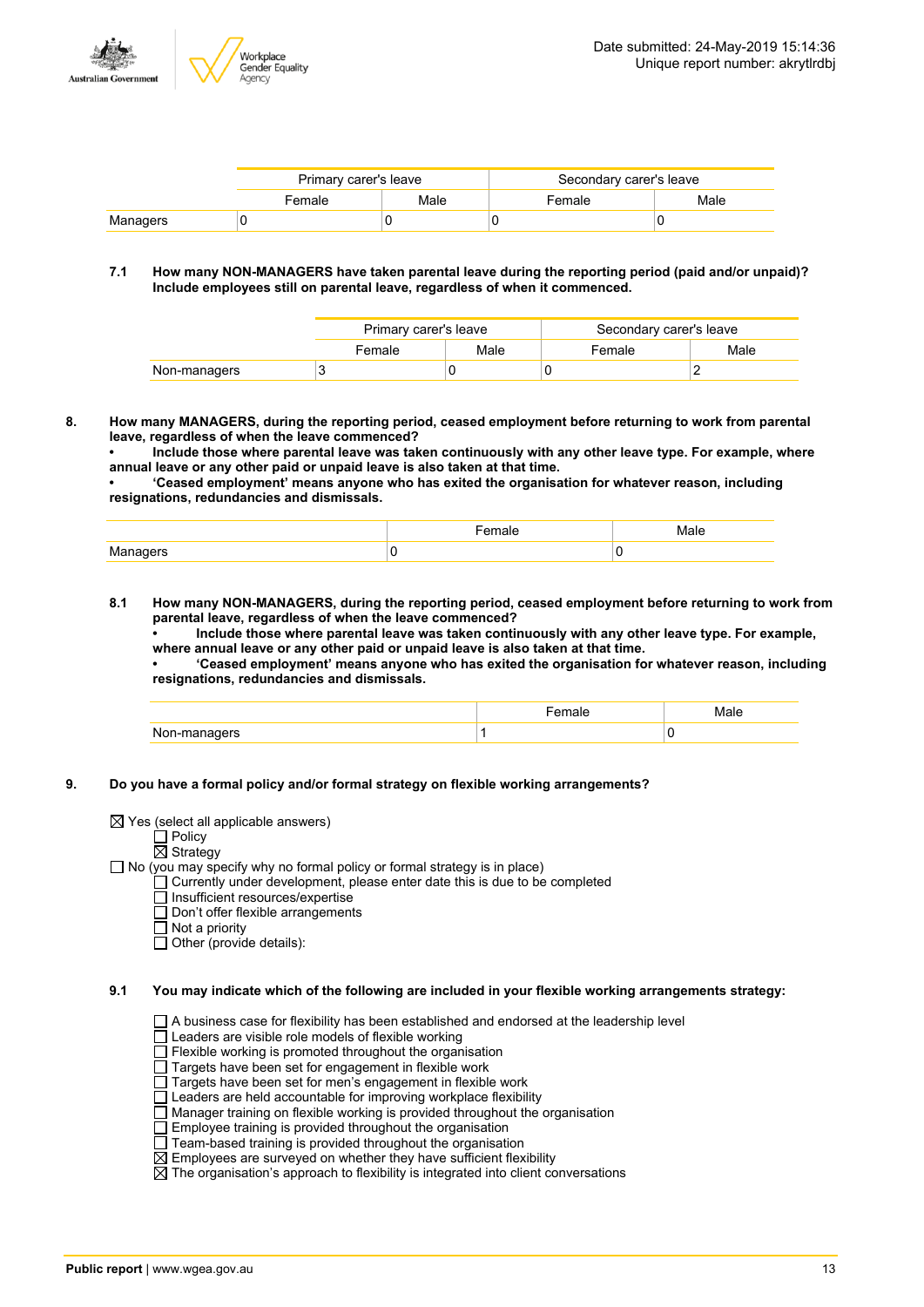| | Primary carer's leave | | Secondary carer's leave | |
|---|---|---|---|---|
| | Female | Male | Female | Male |
| Managers | 0 | 0 | 0 | 0 |

**7.1 How many NON-MANAGERS have taken parental leave during the reporting period (paid and/or unpaid)? Include employees still on parental leave, regardless of when it commenced.**

| | Primary carer's leave | | Secondary carer's leave | |
|---|---|---|---|---|
| | Female | Male | Female | Male |
| Non-managers | 3 | 0 | 0 | 2 |

**8. How many MANAGERS, during the reporting period, ceased employment before returning to work from parental leave, regardless of when the leave commenced?**

**• Include those where parental leave was taken continuously with any other leave type. For example, where annual leave or any other paid or unpaid leave is also taken at that time.**

**• 'Ceased employment' means anyone who has exited the organisation for whatever reason, including resignations, redundancies and dismissals.**

| | Female | Male |
|---|---|---|
| Managers | 0 | 0 |

**8.1 How many NON-MANAGERS, during the reporting period, ceased employment before returning to work from parental leave, regardless of when the leave commenced?**

**• Include those where parental leave was taken continuously with any other leave type. For example, where annual leave or any other paid or unpaid leave is also taken at that time.**

**• 'Ceased employment' means anyone who has exited the organisation for whatever reason, including resignations, redundancies and dismissals.**

| | Female | Male |
|---|---|---|
| Non-managers | 1 | 0 |

**9. Do you have a formal policy and/or formal strategy on flexible working arrangements?**

- ☒ Yes (select all applicable answers)
  - ☐ Policy
  - ☒ Strategy
- ☐ No (you may specify why no formal policy or formal strategy is in place)
  - ☐ Currently under development, please enter date this is due to be completed
  - ☐ Insufficient resources/expertise
  - ☐ Don't offer flexible arrangements
  - ☐ Not a priority
  - ☐ Other (provide details):

**9.1 You may indicate which of the following are included in your flexible working arrangements strategy:**

- ☐ A business case for flexibility has been established and endorsed at the leadership level
- ☐ Leaders are visible role models of flexible working
- ☐ Flexible working is promoted throughout the organisation
- ☐ Targets have been set for engagement in flexible work
- ☐ Targets have been set for men's engagement in flexible work
- ☐ Leaders are held accountable for improving workplace flexibility
- ☐ Manager training on flexible working is provided throughout the organisation
- ☐ Employee training is provided throughout the organisation
- ☐ Team-based training is provided throughout the organisation
- ☒ Employees are surveyed on whether they have sufficient flexibility
- ☒ The organisation's approach to flexibility is integrated into client conversations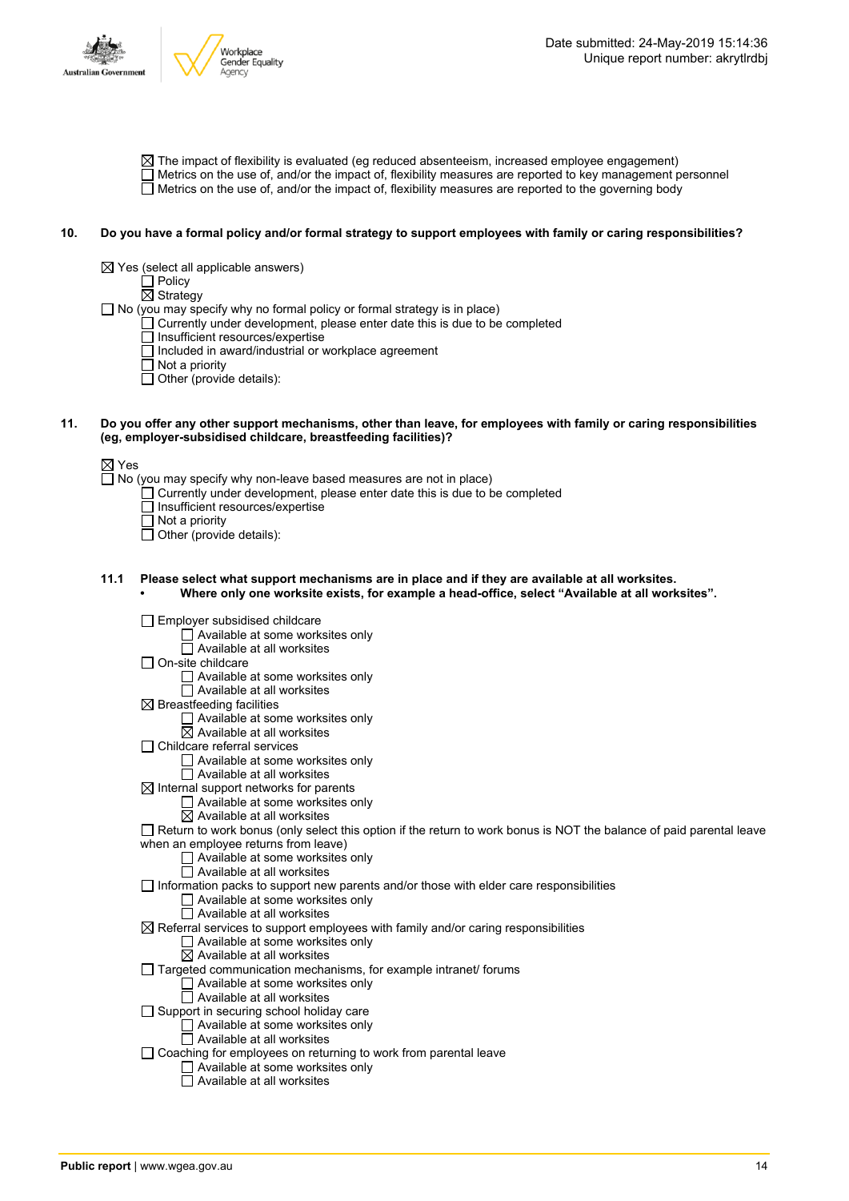- ☒ The impact of flexibility is evaluated (eg reduced absenteeism, increased employee engagement)
- ☐ Metrics on the use of, and/or the impact of, flexibility measures are reported to key management personnel
- ☐ Metrics on the use of, and/or the impact of, flexibility measures are reported to the governing body

**10. Do you have a formal policy and/or formal strategy to support employees with family or caring responsibilities?**

- ☒ Yes (select all applicable answers)
  - ☐ Policy
  - ☒ Strategy
- ☐ No (you may specify why no formal policy or formal strategy is in place)
  - ☐ Currently under development, please enter date this is due to be completed
  - ☐ Insufficient resources/expertise
  - ☐ Included in award/industrial or workplace agreement
  - ☐ Not a priority
  - ☐ Other (provide details):

**11. Do you offer any other support mechanisms, other than leave, for employees with family or caring responsibilities (eg, employer-subsidised childcare, breastfeeding facilities)?**

- ☒ Yes
- ☐ No (you may specify why non-leave based measures are not in place)
  - ☐ Currently under development, please enter date this is due to be completed
  - ☐ Insufficient resources/expertise
  - ☐ Not a priority
  - ☐ Other (provide details):

**11.1 Please select what support mechanisms are in place and if they are available at all worksites.**

- **Where only one worksite exists, for example a head-office, select "Available at all worksites".**

- ☐ Employer subsidised childcare
  - ☐ Available at some worksites only
  - ☐ Available at all worksites
- ☐ On-site childcare
  - ☐ Available at some worksites only
  - ☐ Available at all worksites
- ☒ Breastfeeding facilities
  - ☐ Available at some worksites only
  - ☒ Available at all worksites
- ☐ Childcare referral services
  - ☐ Available at some worksites only
  - ☐ Available at all worksites
- ☒ Internal support networks for parents
  - ☐ Available at some worksites only
  - ☒ Available at all worksites
- ☐ Return to work bonus (only select this option if the return to work bonus is NOT the balance of paid parental leave when an employee returns from leave)
  - ☐ Available at some worksites only
  - ☐ Available at all worksites
- ☐ Information packs to support new parents and/or those with elder care responsibilities
  - ☐ Available at some worksites only
  - ☐ Available at all worksites
- ☒ Referral services to support employees with family and/or caring responsibilities
  - ☐ Available at some worksites only
  - ☒ Available at all worksites
- ☐ Targeted communication mechanisms, for example intranet/ forums
  - ☐ Available at some worksites only
  - ☐ Available at all worksites
- ☐ Support in securing school holiday care
  - ☐ Available at some worksites only
  - ☐ Available at all worksites
- ☐ Coaching for employees on returning to work from parental leave
  - ☐ Available at some worksites only
  - ☐ Available at all worksites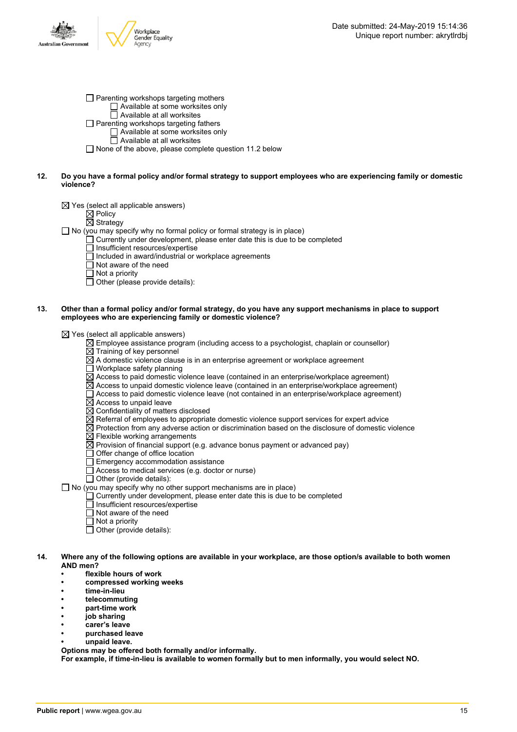- ☐ Parenting workshops targeting mothers
  - ☐ Available at some worksites only
  - ☐ Available at all worksites
- ☐ Parenting workshops targeting fathers
  - ☐ Available at some worksites only
  - ☐ Available at all worksites
- ☐ None of the above, please complete question 11.2 below

**12. Do you have a formal policy and/or formal strategy to support employees who are experiencing family or domestic violence?**

- ☒ Yes (select all applicable answers)
  - ☒ Policy
  - ☒ Strategy
- ☐ No (you may specify why no formal policy or formal strategy is in place)
  - ☐ Currently under development, please enter date this is due to be completed
  - ☐ Insufficient resources/expertise
  - ☐ Included in award/industrial or workplace agreements
  - ☐ Not aware of the need
  - ☐ Not a priority
  - ☐ Other (please provide details):

**13. Other than a formal policy and/or formal strategy, do you have any support mechanisms in place to support employees who are experiencing family or domestic violence?**

- ☒ Yes (select all applicable answers)
  - ☒ Employee assistance program (including access to a psychologist, chaplain or counsellor)
  - ☒ Training of key personnel
  - ☒ A domestic violence clause is in an enterprise agreement or workplace agreement
  - ☐ Workplace safety planning
  - ☒ Access to paid domestic violence leave (contained in an enterprise/workplace agreement)
  - ☒ Access to unpaid domestic violence leave (contained in an enterprise/workplace agreement)
  - ☐ Access to paid domestic violence leave (not contained in an enterprise/workplace agreement)
  - ☒ Access to unpaid leave
  - ☒ Confidentiality of matters disclosed
  - ☒ Referral of employees to appropriate domestic violence support services for expert advice
  - ☒ Protection from any adverse action or discrimination based on the disclosure of domestic violence
  - ☒ Flexible working arrangements
  - ☒ Provision of financial support (e.g. advance bonus payment or advanced pay)
  - ☐ Offer change of office location
  - ☐ Emergency accommodation assistance
  - ☐ Access to medical services (e.g. doctor or nurse)
  - ☐ Other (provide details):
- ☐ No (you may specify why no other support mechanisms are in place)
  - ☐ Currently under development, please enter date this is due to be completed
  - ☐ Insufficient resources/expertise
  - ☐ Not aware of the need
  - ☐ Not a priority
  - ☐ Other (provide details):

**14. Where any of the following options are available in your workplace, are those option/s available to both women AND men?**

- **flexible hours of work**
- **compressed working weeks**
- **time-in-lieu**
- **telecommuting**
- **part-time work**
- **job sharing**
- **carer's leave**
- **purchased leave**
- **unpaid leave.**

**Options may be offered both formally and/or informally.**
**For example, if time-in-lieu is available to women formally but to men informally, you would select NO.**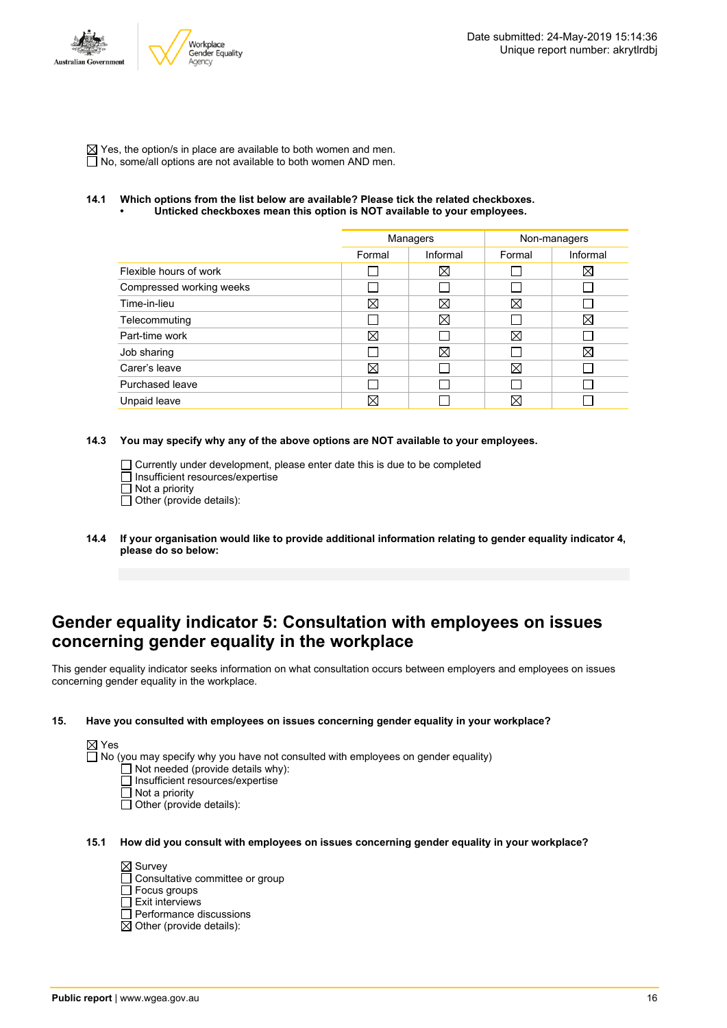☒ Yes, the option/s in place are available to both women and men.
☐ No, some/all options are not available to both women AND men.

**14.1 Which options from the list below are available? Please tick the related checkboxes.**
**• Unticked checkboxes mean this option is NOT available to your employees.**

| | Managers | | Non-managers | |
|---|---|---|---|---|
| | Formal | Informal | Formal | Informal |
| Flexible hours of work | ☐ | ☒ | ☐ | ☒ |
| Compressed working weeks | ☐ | ☐ | ☐ | ☐ |
| Time-in-lieu | ☒ | ☒ | ☒ | ☐ |
| Telecommuting | ☐ | ☒ | ☐ | ☒ |
| Part-time work | ☒ | ☐ | ☒ | ☐ |
| Job sharing | ☐ | ☒ | ☐ | ☒ |
| Carer's leave | ☒ | ☐ | ☒ | ☐ |
| Purchased leave | ☐ | ☐ | ☐ | ☐ |
| Unpaid leave | ☒ | ☐ | ☒ | ☐ |

**14.3 You may specify why any of the above options are NOT available to your employees.**

☐ Currently under development, please enter date this is due to be completed
☐ Insufficient resources/expertise
☐ Not a priority
☐ Other (provide details):

**14.4 If your organisation would like to provide additional information relating to gender equality indicator 4, please do so below:**

## Gender equality indicator 5: Consultation with employees on issues concerning gender equality in the workplace

This gender equality indicator seeks information on what consultation occurs between employers and employees on issues concerning gender equality in the workplace.

**15. Have you consulted with employees on issues concerning gender equality in your workplace?**

☒ Yes
☐ No (you may specify why you have not consulted with employees on gender equality)
☐ Not needed (provide details why):
☐ Insufficient resources/expertise
☐ Not a priority
☐ Other (provide details):

**15.1 How did you consult with employees on issues concerning gender equality in your workplace?**

☒ Survey
☐ Consultative committee or group
☐ Focus groups
☐ Exit interviews
☐ Performance discussions
☒ Other (provide details):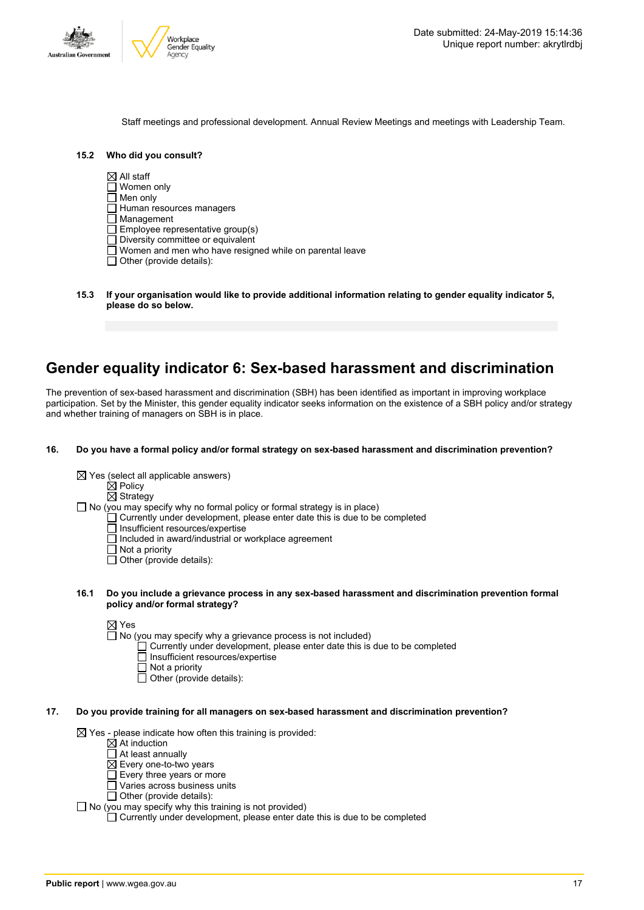Staff meetings and professional development. Annual Review Meetings and meetings with Leadership Team.

**15.2 Who did you consult?**

- ☒ All staff
- ☐ Women only
- ☐ Men only
- ☐ Human resources managers
- ☐ Management
- ☐ Employee representative group(s)
- ☐ Diversity committee or equivalent
- ☐ Women and men who have resigned while on parental leave
- ☐ Other (provide details):

**15.3 If your organisation would like to provide additional information relating to gender equality indicator 5, please do so below.**

# Gender equality indicator 6: Sex-based harassment and discrimination

The prevention of sex-based harassment and discrimination (SBH) has been identified as important in improving workplace participation. Set by the Minister, this gender equality indicator seeks information on the existence of a SBH policy and/or strategy and whether training of managers on SBH is in place.

**16. Do you have a formal policy and/or formal strategy on sex-based harassment and discrimination prevention?**

- ☒ Yes (select all applicable answers)
  - ☒ Policy
  - ☒ Strategy
- ☐ No (you may specify why no formal policy or formal strategy is in place)
  - ☐ Currently under development, please enter date this is due to be completed
  - ☐ Insufficient resources/expertise
  - ☐ Included in award/industrial or workplace agreement
  - ☐ Not a priority
  - ☐ Other (provide details):

**16.1 Do you include a grievance process in any sex-based harassment and discrimination prevention formal policy and/or formal strategy?**

- ☒ Yes
- ☐ No (you may specify why a grievance process is not included)
  - ☐ Currently under development, please enter date this is due to be completed
  - ☐ Insufficient resources/expertise
  - ☐ Not a priority
  - ☐ Other (provide details):

**17. Do you provide training for all managers on sex-based harassment and discrimination prevention?**

- ☒ Yes - please indicate how often this training is provided:
  - ☒ At induction
  - ☐ At least annually
  - ☒ Every one-to-two years
  - ☐ Every three years or more
  - ☐ Varies across business units
  - ☐ Other (provide details):
- ☐ No (you may specify why this training is not provided)
  - ☐ Currently under development, please enter date this is due to be completed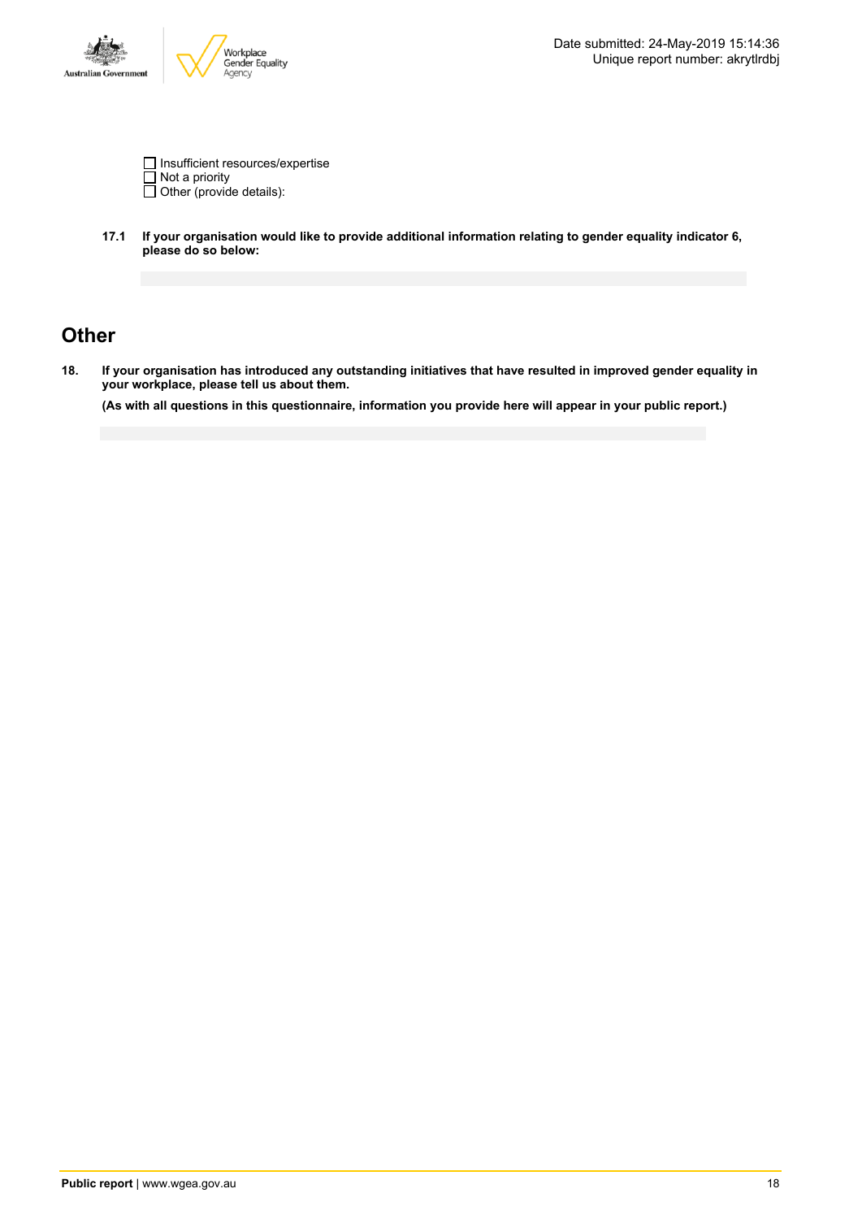- [ ] Insufficient resources/expertise
- [ ] Not a priority
- [ ] Other (provide details):

**17.1 If your organisation would like to provide additional information relating to gender equality indicator 6, please do so below:**

## Other

**18. If your organisation has introduced any outstanding initiatives that have resulted in improved gender equality in your workplace, please tell us about them.**

**(As with all questions in this questionnaire, information you provide here will appear in your public report.)**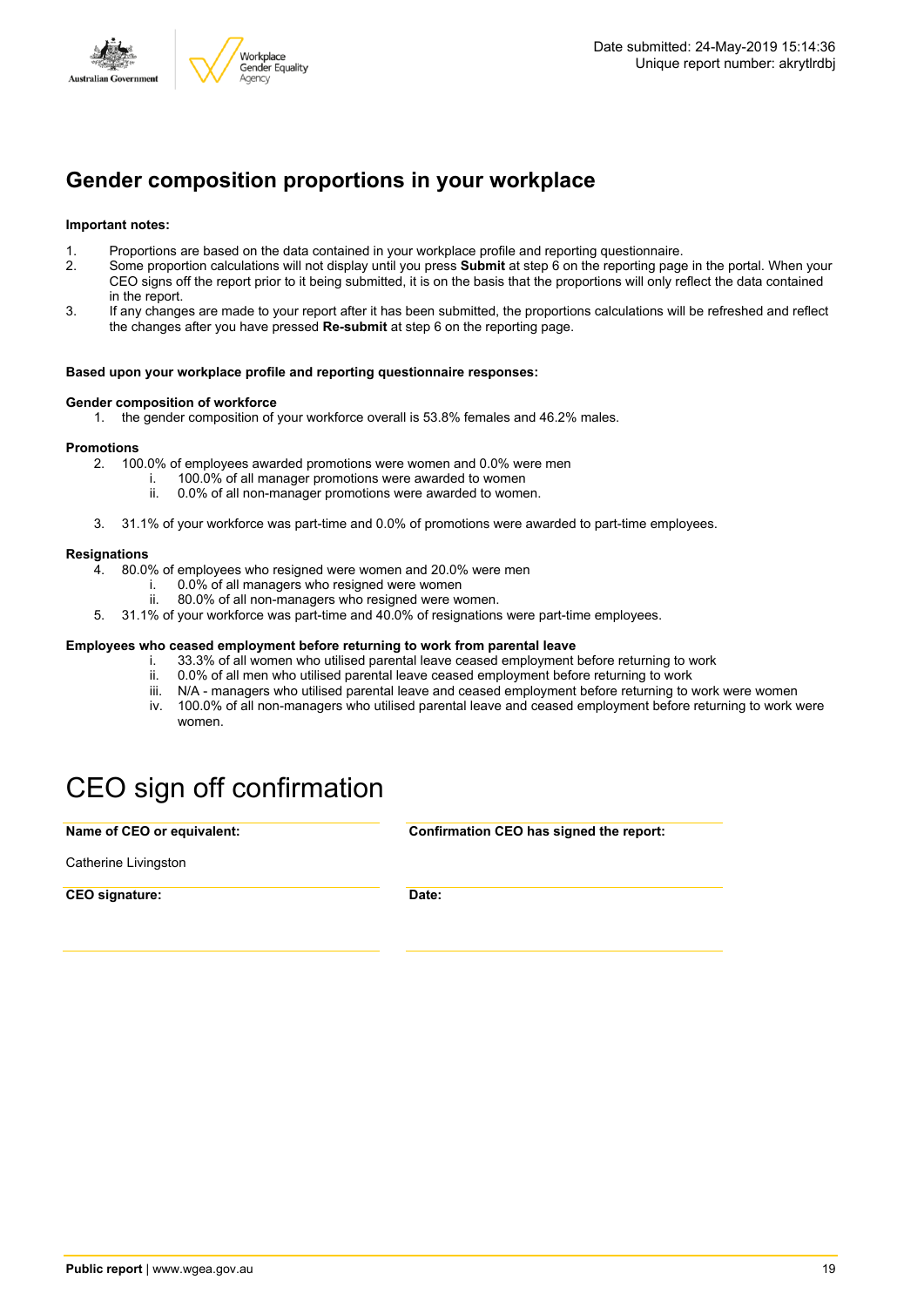Date submitted: 24-May-2019 15:14:36
Unique report number: akrytlrdbj

## Gender composition proportions in your workplace

**Important notes:**

1. Proportions are based on the data contained in your workplace profile and reporting questionnaire.
2. Some proportion calculations will not display until you press **Submit** at step 6 on the reporting page in the portal. When your CEO signs off the report prior to it being submitted, it is on the basis that the proportions will only reflect the data contained in the report.
3. If any changes are made to your report after it has been submitted, the proportions calculations will be refreshed and reflect the changes after you have pressed **Re-submit** at step 6 on the reporting page.

**Based upon your workplace profile and reporting questionnaire responses:**

**Gender composition of workforce**

1. the gender composition of your workforce overall is 53.8% females and 46.2% males.

**Promotions**

2. 100.0% of employees awarded promotions were women and 0.0% were men
   i. 100.0% of all manager promotions were awarded to women
   ii. 0.0% of all non-manager promotions were awarded to women.

3. 31.1% of your workforce was part-time and 0.0% of promotions were awarded to part-time employees.

**Resignations**

4. 80.0% of employees who resigned were women and 20.0% were men
   i. 0.0% of all managers who resigned were women
   ii. 80.0% of all non-managers who resigned were women.
5. 31.1% of your workforce was part-time and 40.0% of resignations were part-time employees.

**Employees who ceased employment before returning to work from parental leave**

i. 33.3% of all women who utilised parental leave ceased employment before returning to work
ii. 0.0% of all men who utilised parental leave ceased employment before returning to work
iii. N/A - managers who utilised parental leave and ceased employment before returning to work were women
iv. 100.0% of all non-managers who utilised parental leave and ceased employment before returning to work were women.

# CEO sign off confirmation

**Name of CEO or equivalent:**

Catherine Livingston

**Confirmation CEO has signed the report:**

**CEO signature:**

**Date:**